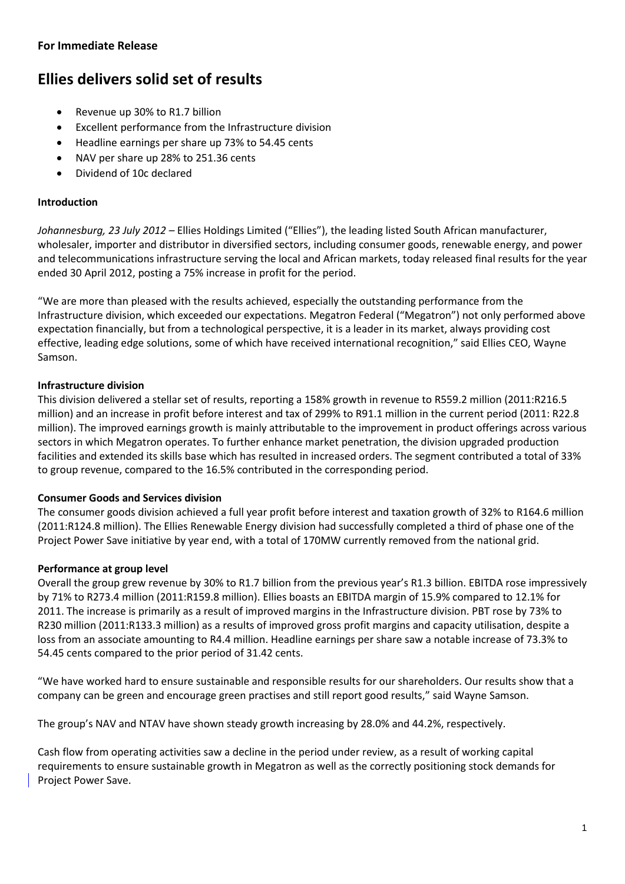**For Immediate Release**

# Ellies delivers solid set of results

- Revenue up 30% to R1.7 billion
- Excellent performance from the Infrastructure division
- Headline earnings per share up 73% to 54.45 cents
- NAV per share up 28% to 251.36 cents
- Dividend of 10c declared

**Introduction**

*Johannesburg, 23 July 2012* – Ellies Holdings Limited ("Ellies"), the leading listed South African manufacturer, wholesaler, importer and distributor in diversified sectors, including consumer goods, renewable energy, and power and telecommunications infrastructure serving the local and African markets, today released final results for the year ended 30 April 2012, posting a 75% increase in profit for the period.

"We are more than pleased with the results achieved, especially the outstanding performance from the Infrastructure division, which exceeded our expectations. Megatron Federal ("Megatron") not only performed above expectation financially, but from a technological perspective, it is a leader in its market, always providing cost effective, leading edge solutions, some of which have received international recognition," said Ellies CEO, Wayne Samson.

**Infrastructure division**

This division delivered a stellar set of results, reporting a 158% growth in revenue to R559.2 million (2011:R216.5 million) and an increase in profit before interest and tax of 299% to R91.1 million in the current period (2011: R22.8 million). The improved earnings growth is mainly attributable to the improvement in product offerings across various sectors in which Megatron operates. To further enhance market penetration, the division upgraded production facilities and extended its skills base which has resulted in increased orders. The segment contributed a total of 33% to group revenue, compared to the 16.5% contributed in the corresponding period.

**Consumer Goods and Services division**

The consumer goods division achieved a full year profit before interest and taxation growth of 32% to R164.6 million (2011:R124.8 million). The Ellies Renewable Energy division had successfully completed a third of phase one of the Project Power Save initiative by year end, with a total of 170MW currently removed from the national grid.

**Performance at group level**

Overall the group grew revenue by 30% to R1.7 billion from the previous year's R1.3 billion. EBITDA rose impressively by 71% to R273.4 million (2011:R159.8 million). Ellies boasts an EBITDA margin of 15.9% compared to 12.1% for 2011. The increase is primarily as a result of improved margins in the Infrastructure division. PBT rose by 73% to R230 million (2011:R133.3 million) as a results of improved gross profit margins and capacity utilisation, despite a loss from an associate amounting to R4.4 million. Headline earnings per share saw a notable increase of 73.3% to 54.45 cents compared to the prior period of 31.42 cents.

"We have worked hard to ensure sustainable and responsible results for our shareholders. Our results show that a company can be green and encourage green practises and still report good results," said Wayne Samson.

The group's NAV and NTAV have shown steady growth increasing by 28.0% and 44.2%, respectively.

Cash flow from operating activities saw a decline in the period under review, as a result of working capital requirements to ensure sustainable growth in Megatron as well as the correctly positioning stock demands for Project Power Save.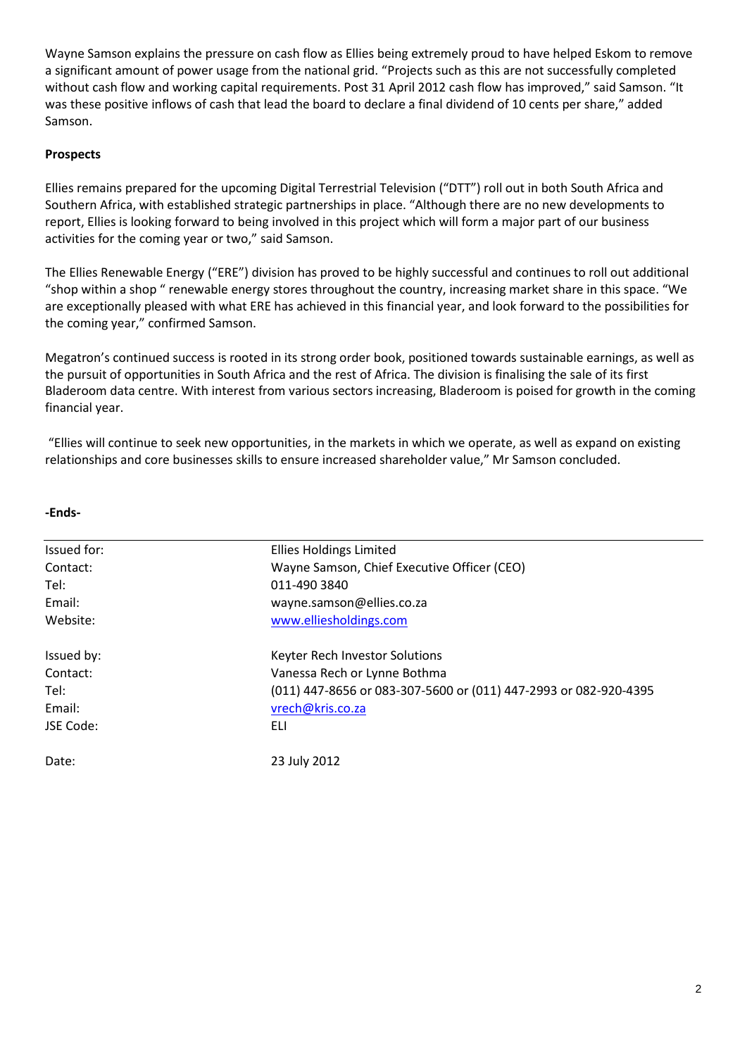Wayne Samson explains the pressure on cash flow as Ellies being extremely proud to have helped Eskom to remove a significant amount of power usage from the national grid. “Projects such as this are not successfully completed without cash flow and working capital requirements. Post 31 April 2012 cash flow has improved,” said Samson. “It was these positive inflows of cash that lead the board to declare a final dividend of 10 cents per share,” added Samson.

**Prospects**

Ellies remains prepared for the upcoming Digital Terrestrial Television (“DTT”) roll out in both South Africa and Southern Africa, with established strategic partnerships in place. “Although there are no new developments to report, Ellies is looking forward to being involved in this project which will form a major part of our business activities for the coming year or two,” said Samson.

The Ellies Renewable Energy (“ERE”) division has proved to be highly successful and continues to roll out additional “shop within a shop “ renewable energy stores throughout the country, increasing market share in this space. “We are exceptionally pleased with what ERE has achieved in this financial year, and look forward to the possibilities for the coming year,” confirmed Samson.

Megatron’s continued success is rooted in its strong order book, positioned towards sustainable earnings, as well as the pursuit of opportunities in South Africa and the rest of Africa. The division is finalising the sale of its first Bladeroom data centre. With interest from various sectors increasing, Bladeroom is poised for growth in the coming financial year.

“Ellies will continue to seek new opportunities, in the markets in which we operate, as well as expand on existing relationships and core businesses skills to ensure increased shareholder value,” Mr Samson concluded.

**-Ends-**

| | |
|---|---|
| Issued for: | Ellies Holdings Limited |
| Contact: | Wayne Samson, Chief Executive Officer (CEO) |
| Tel: | 011-490 3840 |
| Email: | wayne.samson@ellies.co.za |
| Website: | www.elliesholdings.com |
| | |
| Issued by: | Keyter Rech Investor Solutions |
| Contact: | Vanessa Rech or Lynne Bothma |
| Tel: | (011) 447-8656 or 083-307-5600 or (011) 447-2993 or 082-920-4395 |
| Email: | vrech@kris.co.za |
| JSE Code: | ELI |
| | |
| Date: | 23 July 2012 |